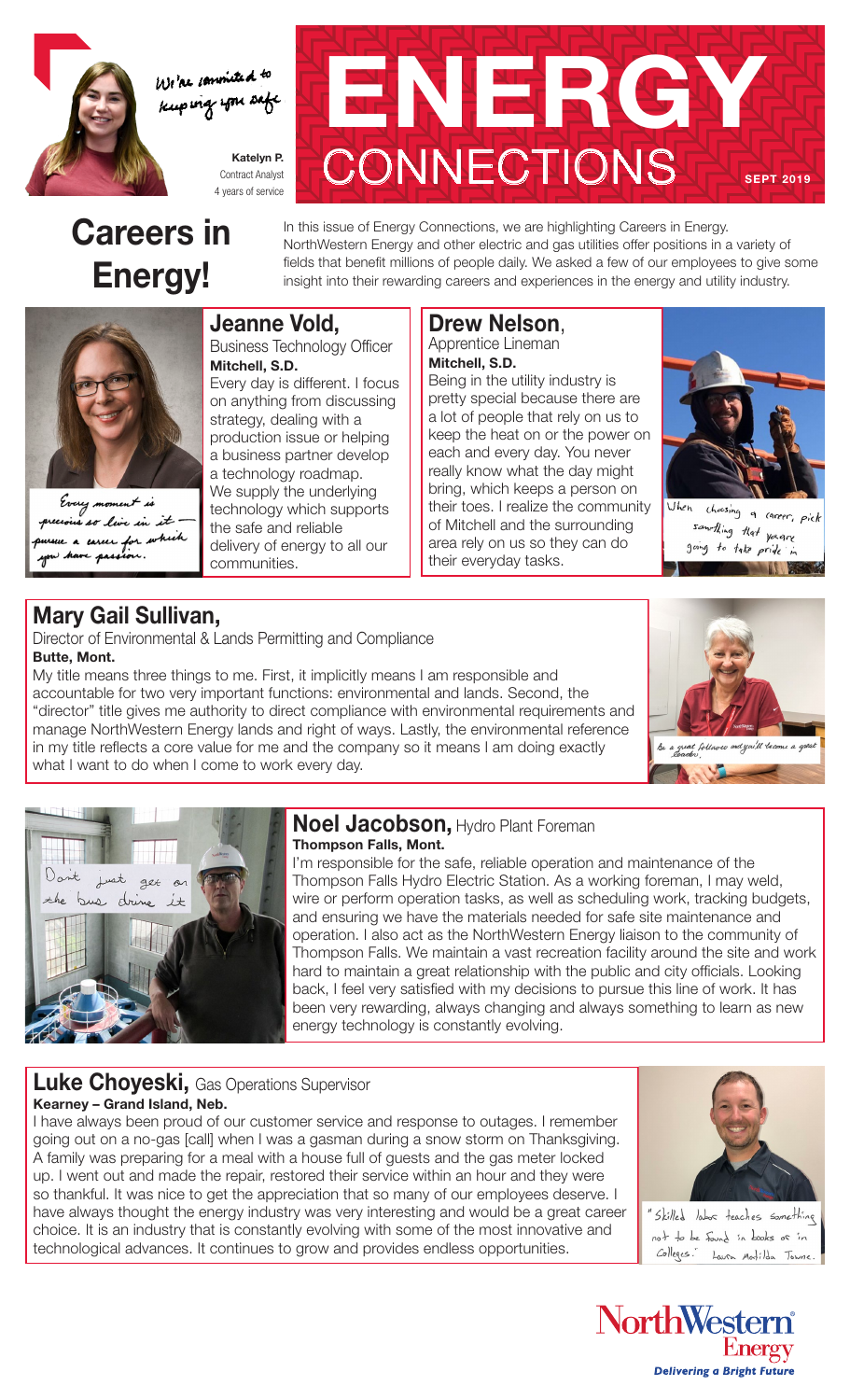We're committed to keeping you safe

**Katelyn P.**
Contract Analyst
4 years of service

# ENERGY CONNECTIONS

SEPT 2019

# Careers in Energy!

In this issue of Energy Connections, we are highlighting Careers in Energy. NorthWestern Energy and other electric and gas utilities offer positions in a variety of fields that benefit millions of people daily. We asked a few of our employees to give some insight into their rewarding careers and experiences in the energy and utility industry.

## Jeanne Vold,

Business Technology Officer
**Mitchell, S.D.**

Every day is different. I focus on anything from discussing strategy, dealing with a production issue or helping a business partner develop a technology roadmap. We supply the underlying technology which supports the safe and reliable delivery of energy to all our communities.

Every moment is precious so live in it — pursue a career for which you have passion.

## Drew Nelson,

Apprentice Lineman
**Mitchell, S.D.**

Being in the utility industry is pretty special because there are a lot of people that rely on us to keep the heat on or the power on each and every day. You never really know what the day might bring, which keeps a person on their toes. I realize the community of Mitchell and the surrounding area rely on us so they can do their everyday tasks.

When choosing a career, pick something that you are going to take pride in

## Mary Gail Sullivan,

Director of Environmental & Lands Permitting and Compliance
**Butte, Mont.**

My title means three things to me. First, it implicitly means I am responsible and accountable for two very important functions: environmental and lands. Second, the "director" title gives me authority to direct compliance with environmental requirements and manage NorthWestern Energy lands and right of ways. Lastly, the environmental reference in my title reflects a core value for me and the company so it means I am doing exactly what I want to do when I come to work every day.

Be a great follower and you'll become a great leader.

## Noel Jacobson, Hydro Plant Foreman

**Thompson Falls, Mont.**

I'm responsible for the safe, reliable operation and maintenance of the Thompson Falls Hydro Electric Station. As a working foreman, I may weld, wire or perform operation tasks, as well as scheduling work, tracking budgets, and ensuring we have the materials needed for safe site maintenance and operation. I also act as the NorthWestern Energy liaison to the community of Thompson Falls. We maintain a vast recreation facility around the site and work hard to maintain a great relationship with the public and city officials. Looking back, I feel very satisfied with my decisions to pursue this line of work. It has been very rewarding, always changing and always something to learn as new energy technology is constantly evolving.

Don't just get on the bus, drive it

## Luke Choyeski, Gas Operations Supervisor

**Kearney – Grand Island, Neb.**

I have always been proud of our customer service and response to outages. I remember going out on a no-gas [call] when I was a gasman during a snow storm on Thanksgiving. A family was preparing for a meal with a house full of guests and the gas meter locked up. I went out and made the repair, restored their service within an hour and they were so thankful. It was nice to get the appreciation that so many of our employees deserve. I have always thought the energy industry was very interesting and would be a great career choice. It is an industry that is constantly evolving with some of the most innovative and technological advances. It continues to grow and provides endless opportunities.

"Skilled labor teaches something not to be found in books or in colleges." Laura Matilda Towne.

NorthWestern Energy
*Delivering a Bright Future*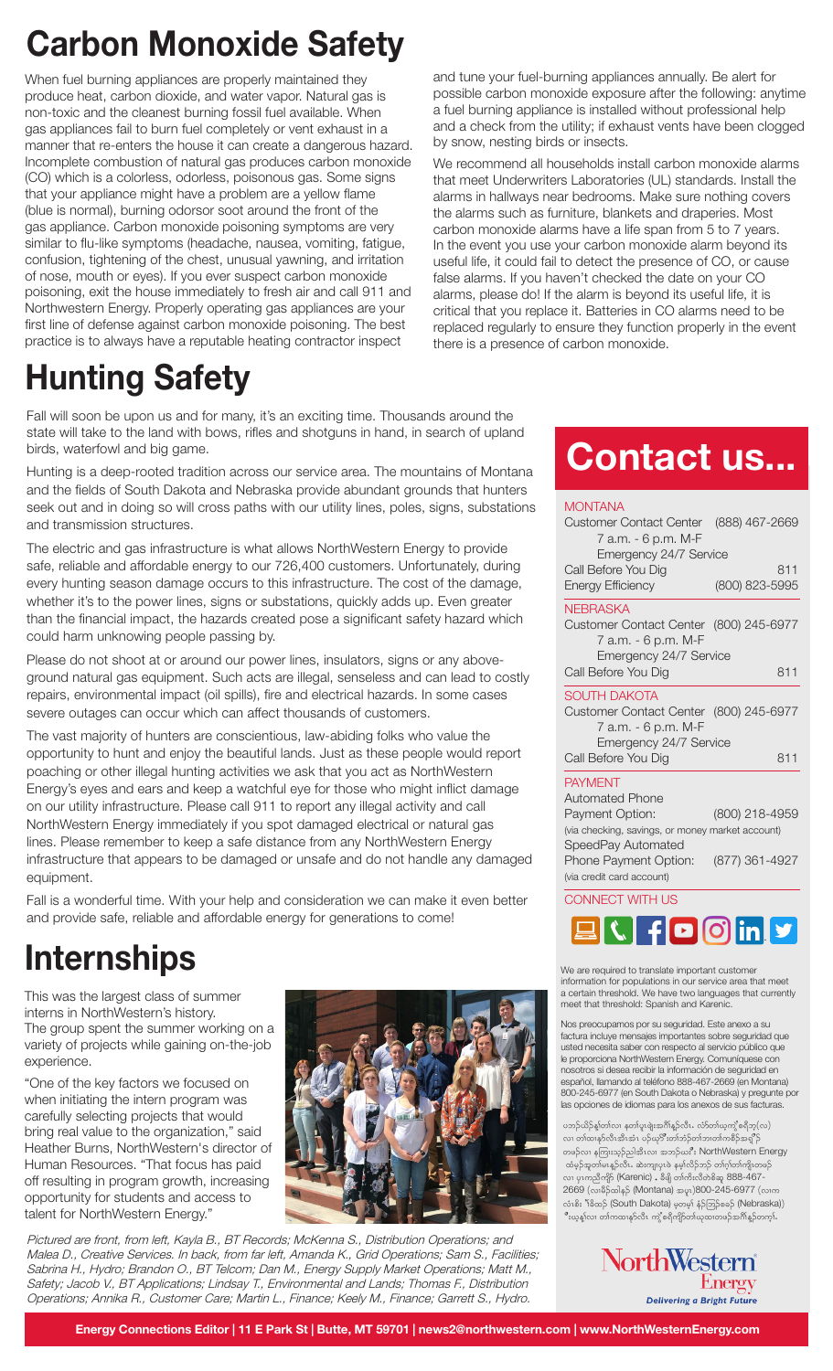# Carbon Monoxide Safety

When fuel burning appliances are properly maintained they produce heat, carbon dioxide, and water vapor. Natural gas is non-toxic and the cleanest burning fossil fuel available. When gas appliances fail to burn fuel completely or vent exhaust in a manner that re-enters the house it can create a dangerous hazard. Incomplete combustion of natural gas produces carbon monoxide (CO) which is a colorless, odorless, poisonous gas. Some signs that your appliance might have a problem are a yellow flame (blue is normal), burning odorsor soot around the front of the gas appliance. Carbon monoxide poisoning symptoms are very similar to flu-like symptoms (headache, nausea, vomiting, fatigue, confusion, tightening of the chest, unusual yawning, and irritation of nose, mouth or eyes). If you ever suspect carbon monoxide poisoning, exit the house immediately to fresh air and call 911 and Northwestern Energy. Properly operating gas appliances are your first line of defense against carbon monoxide poisoning. The best practice is to always have a reputable heating contractor inspect and tune your fuel-burning appliances annually. Be alert for possible carbon monoxide exposure after the following: anytime a fuel burning appliance is installed without professional help and a check from the utility; if exhaust vents have been clogged by snow, nesting birds or insects.

We recommend all households install carbon monoxide alarms that meet Underwriters Laboratories (UL) standards. Install the alarms in hallways near bedrooms. Make sure nothing covers the alarms such as furniture, blankets and draperies. Most carbon monoxide alarms have a life span from 5 to 7 years. In the event you use your carbon monoxide alarm beyond its useful life, it could fail to detect the presence of CO, or cause false alarms. If you haven't checked the date on your CO alarms, please do! If the alarm is beyond its useful life, it is critical that you replace it. Batteries in CO alarms need to be replaced regularly to ensure they function properly in the event there is a presence of carbon monoxide.

# Hunting Safety

Fall will soon be upon us and for many, it's an exciting time. Thousands around the state will take to the land with bows, rifles and shotguns in hand, in search of upland birds, waterfowl and big game.

Hunting is a deep-rooted tradition across our service area. The mountains of Montana and the fields of South Dakota and Nebraska provide abundant grounds that hunters seek out and in doing so will cross paths with our utility lines, poles, signs, substations and transmission structures.

The electric and gas infrastructure is what allows NorthWestern Energy to provide safe, reliable and affordable energy to our 726,400 customers. Unfortunately, during every hunting season damage occurs to this infrastructure. The cost of the damage, whether it's to the power lines, signs or substations, quickly adds up. Even greater than the financial impact, the hazards created pose a significant safety hazard which could harm unknowing people passing by.

Please do not shoot at or around our power lines, insulators, signs or any above-ground natural gas equipment. Such acts are illegal, senseless and can lead to costly repairs, environmental impact (oil spills), fire and electrical hazards. In some cases severe outages can occur which can affect thousands of customers.

The vast majority of hunters are conscientious, law-abiding folks who value the opportunity to hunt and enjoy the beautiful lands. Just as these people would report poaching or other illegal hunting activities we ask that you act as NorthWestern Energy's eyes and ears and keep a watchful eye for those who might inflict damage on our utility infrastructure. Please call 911 to report any illegal activity and call NorthWestern Energy immediately if you spot damaged electrical or natural gas lines. Please remember to keep a safe distance from any NorthWestern Energy infrastructure that appears to be damaged or unsafe and do not handle any damaged equipment.

Fall is a wonderful time. With your help and consideration we can make it even better and provide safe, reliable and affordable energy for generations to come!

# Internships

This was the largest class of summer interns in NorthWestern's history. The group spent the summer working on a variety of projects while gaining on-the-job experience.

"One of the key factors we focused on when initiating the intern program was carefully selecting projects that would bring real value to the organization," said Heather Burns, NorthWestern's director of Human Resources. "That focus has paid off resulting in program growth, increasing opportunity for students and access to talent for NorthWestern Energy."

*Pictured are front, from left, Kayla B., BT Records; McKenna S., Distribution Operations; and Malea D., Creative Services. In back, from far left, Amanda K., Grid Operations; Sam S., Facilities; Sabrina H., Hydro; Brandon O., BT Telcom; Dan M., Energy Supply Market Operations; Matt M., Safety; Jacob V., BT Applications; Lindsay T., Environmental and Lands; Thomas F., Distribution Operations; Annika R., Customer Care; Martin L., Finance; Keely M., Finance; Garrett S., Hydro.*

# Contact us...

**MONTANA**

| | |
|---|---|
| Customer Contact Center | (888) 467-2669 |
| 7 a.m. - 6 p.m. M-F | |
| Emergency 24/7 Service | |
| Call Before You Dig | 811 |
| Energy Efficiency | (800) 823-5995 |

**NEBRASKA**

| | |
|---|---|
| Customer Contact Center | (800) 245-6977 |
| 7 a.m. - 6 p.m. M-F | |
| Emergency 24/7 Service | |
| Call Before You Dig | 811 |

**SOUTH DAKOTA**

| | |
|---|---|
| Customer Contact Center | (800) 245-6977 |
| 7 a.m. - 6 p.m. M-F | |
| Emergency 24/7 Service | |
| Call Before You Dig | 811 |

**PAYMENT**

| | |
|---|---|
| Automated Phone Payment Option: | (800) 218-4959 |
| (via checking, savings, or money market account) | |
| SpeedPay Automated Phone Payment Option: | (877) 361-4927 |
| (via credit card account) | |

**CONNECT WITH US**

We are required to translate important customer information for populations in our service area that meet a certain threshold. We have two languages that currently meet that threshold: Spanish and Karenic.

Nos preocupamos por su seguridad. Este anexo a su factura incluye mensajes importantes sobre seguridad que usted necesita saber con respecto al servicio público que le proporciona NorthWestern Energy. Comuníquese con nosotros si desea recibir la información de seguridad en español, llamando al teléfono 888-467-2669 (en Montana) 800-245-6977 (en South Dakota o Nebraska) y pregunte por las opciones de idiomas para los anexos de sus facturas.

ပဘၣ်ယိၣ်ဖ့ၢ်တၢ်လၢ နတၢ်ပူၤဖျဲးအဂီၢ်နၣ်လီၤ. လံာ်တၢ်ယ့ကွဲ့စရီဘူ(လ) လၢ တၢ်ထၢနှၢ်လီၤအီၤအံၤ ပဉ်ယှာ်ဒီးတၢ်ဘဉ်တၢ်ဘၢတၢ်ကစီဉ်အရှ့ၢ်ဒိ တဖဉ်လၢ နကြၢးသ့ဉ်ညါအီၤလၢ အဘဉ်ယးဒီး NorthWestern Energy ထဲမ့ဉ်အူတၢ်မၤန့ၣ်လီၤ. ဆဲးကျးပှၤဖဲ နမ့ၢ်လိဉ်ဘဉ် တၢ်ပူၤ်တၢ်ကျိၤတဖဉ် လၢ ပှၤကညီကျိဉ် (Karenic) . ဒီးဖျ တၢ်ကိုးလီတဲစိနီၣ် 888-467-2669 (လၢမိဉ်ထါနၣ် (Montana) အပူၤ)800-245-6977 (လၢက လံၤစိး ဒါခိထဉ် (South Dakota) မ့တမ့ၢ် နံဉ်ဘြံးစခၣ် (Nebraska)) ဒီးယ့နှၤ်လၢ တၢ်ကထၢနှၣ်လီၤ ကွဲ့စရီကျိဉ်တၢ်ယူထၢတဖဉ်အဂီၢ်နၣ်တက့ၢ်.

NorthWestern Energy
*Delivering a Bright Future*

**Energy Connections Editor | 11 E Park St | Butte, MT 59701 | news2@northwestern.com | www.NorthWesternEnergy.com**